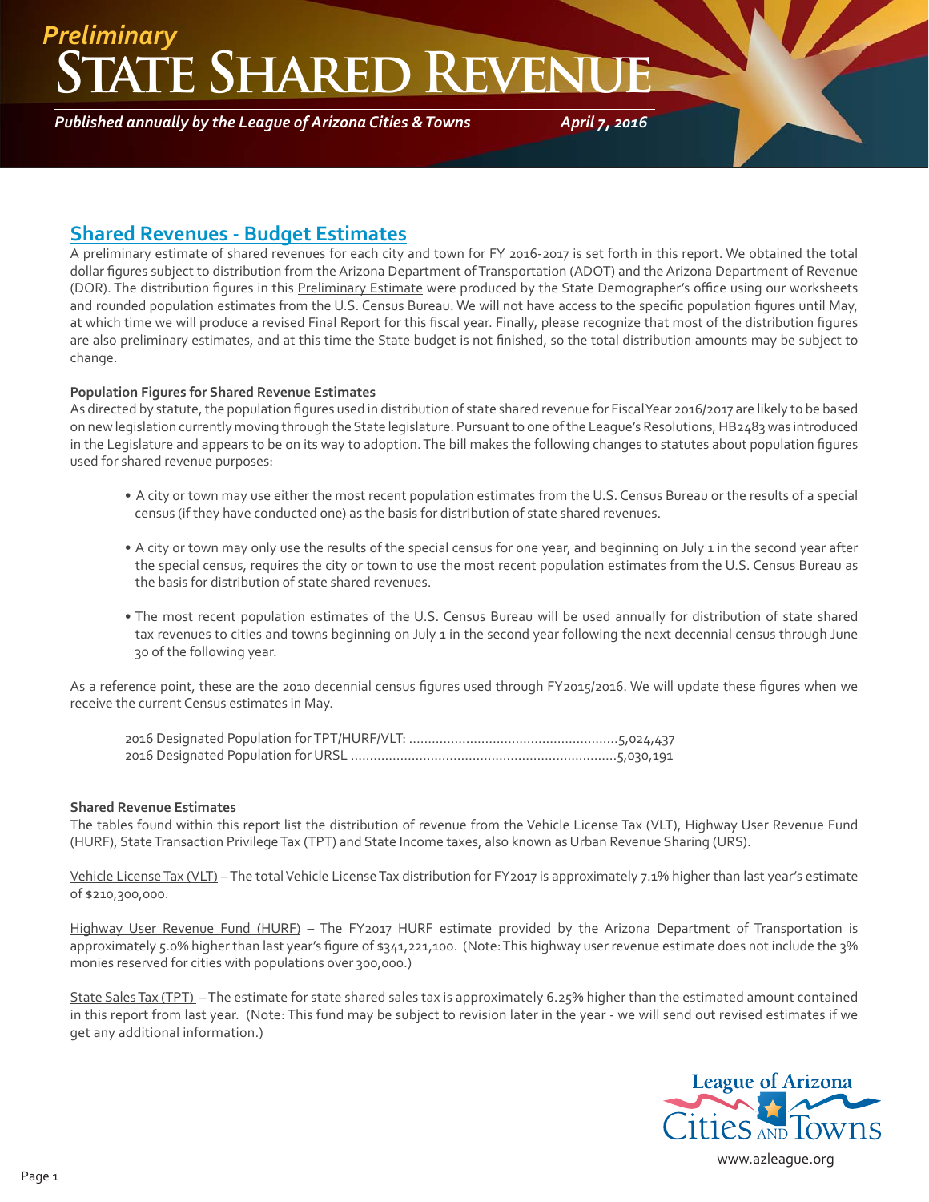*Preliminary*

# State Shared Revenue

*Published annually by the League of Arizona Cities & Towns* *April 7, 2016*

## Shared Revenues - Budget Estimates

A preliminary estimate of shared revenues for each city and town for FY 2016-2017 is set forth in this report. We obtained the total dollar figures subject to distribution from the Arizona Department of Transportation (ADOT) and the Arizona Department of Revenue (DOR). The distribution figures in this Preliminary Estimate were produced by the State Demographer's office using our worksheets and rounded population estimates from the U.S. Census Bureau. We will not have access to the specific population figures until May, at which time we will produce a revised Final Report for this fiscal year. Finally, please recognize that most of the distribution figures are also preliminary estimates, and at this time the State budget is not finished, so the total distribution amounts may be subject to change.

**Population Figures for Shared Revenue Estimates**

As directed by statute, the population figures used in distribution of state shared revenue for Fiscal Year 2016/2017 are likely to be based on new legislation currently moving through the State legislature. Pursuant to one of the League's Resolutions, HB2483 was introduced in the Legislature and appears to be on its way to adoption. The bill makes the following changes to statutes about population figures used for shared revenue purposes:

- A city or town may use either the most recent population estimates from the U.S. Census Bureau or the results of a special census (if they have conducted one) as the basis for distribution of state shared revenues.
- A city or town may only use the results of the special census for one year, and beginning on July 1 in the second year after the special census, requires the city or town to use the most recent population estimates from the U.S. Census Bureau as the basis for distribution of state shared revenues.
- The most recent population estimates of the U.S. Census Bureau will be used annually for distribution of state shared tax revenues to cities and towns beginning on July 1 in the second year following the next decennial census through June 30 of the following year.

As a reference point, these are the 2010 decennial census figures used through FY2015/2016. We will update these figures when we receive the current Census estimates in May.

2016 Designated Population for TPT/HURF/VLT: .......................................................5,024,437
2016 Designated Population for URSL ......................................................................5,030,191

**Shared Revenue Estimates**

The tables found within this report list the distribution of revenue from the Vehicle License Tax (VLT), Highway User Revenue Fund (HURF), State Transaction Privilege Tax (TPT) and State Income taxes, also known as Urban Revenue Sharing (URS).

Vehicle License Tax (VLT) – The total Vehicle License Tax distribution for FY2017 is approximately 7.1% higher than last year's estimate of $210,300,000.

Highway User Revenue Fund (HURF) – The FY2017 HURF estimate provided by the Arizona Department of Transportation is approximately 5.0% higher than last year's figure of $341,221,100. (Note: This highway user revenue estimate does not include the 3% monies reserved for cities with populations over 300,000.)

State Sales Tax (TPT) – The estimate for state shared sales tax is approximately 6.25% higher than the estimated amount contained in this report from last year. (Note: This fund may be subject to revision later in the year - we will send out revised estimates if we get any additional information.)

League of Arizona Cities AND Towns
www.azleague.org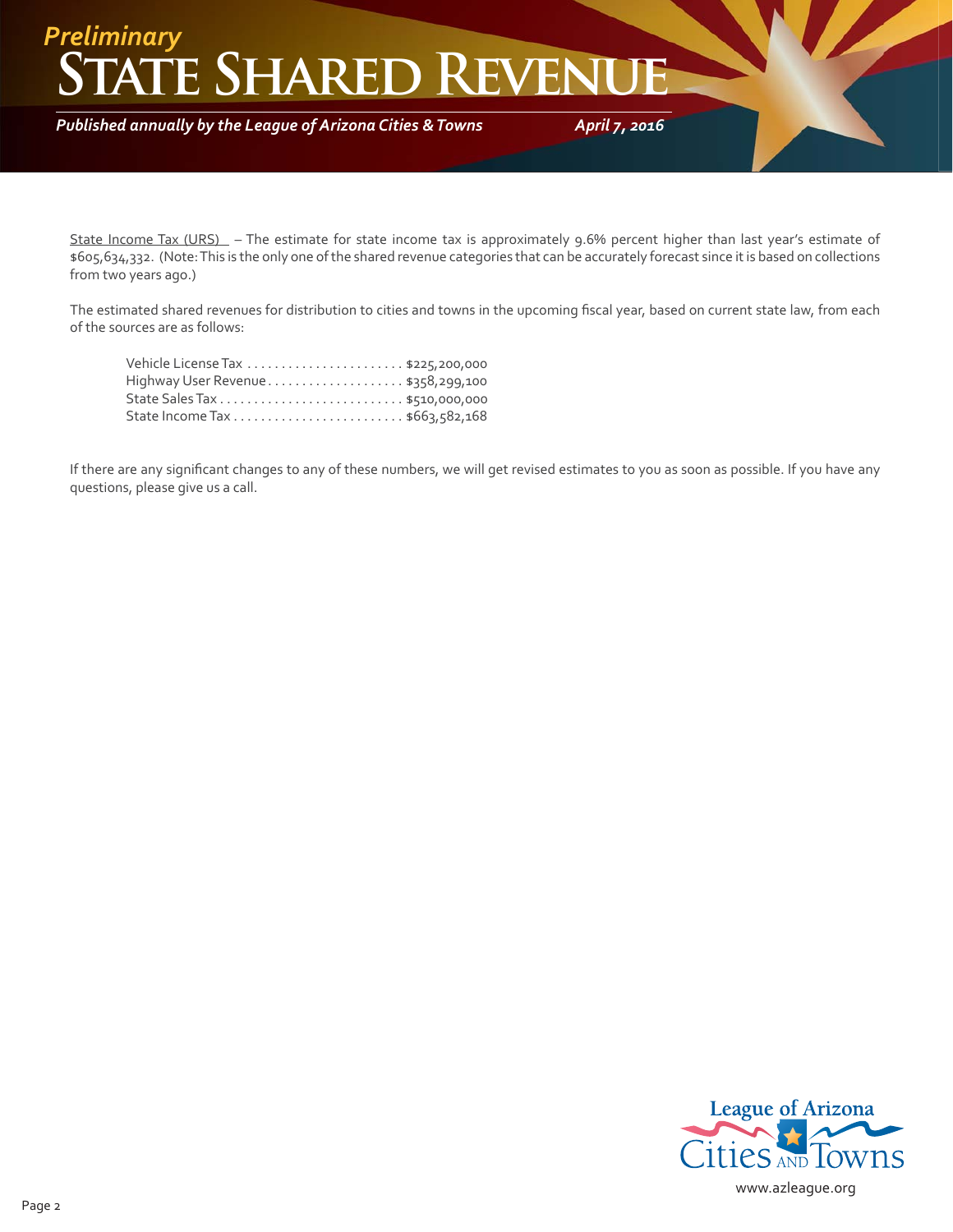State Income Tax (URS) – The estimate for state income tax is approximately 9.6% percent higher than last year's estimate of $605,634,332. (Note: This is the only one of the shared revenue categories that can be accurately forecast since it is based on collections from two years ago.)

The estimated shared revenues for distribution to cities and towns in the upcoming fiscal year, based on current state law, from each of the sources are as follows:

| Source | Amount |
|---|---|
| Vehicle License Tax | $225,200,000 |
| Highway User Revenue | $358,299,100 |
| State Sales Tax | $510,000,000 |
| State Income Tax | $663,582,168 |

If there are any significant changes to any of these numbers, we will get revised estimates to you as soon as possible. If you have any questions, please give us a call.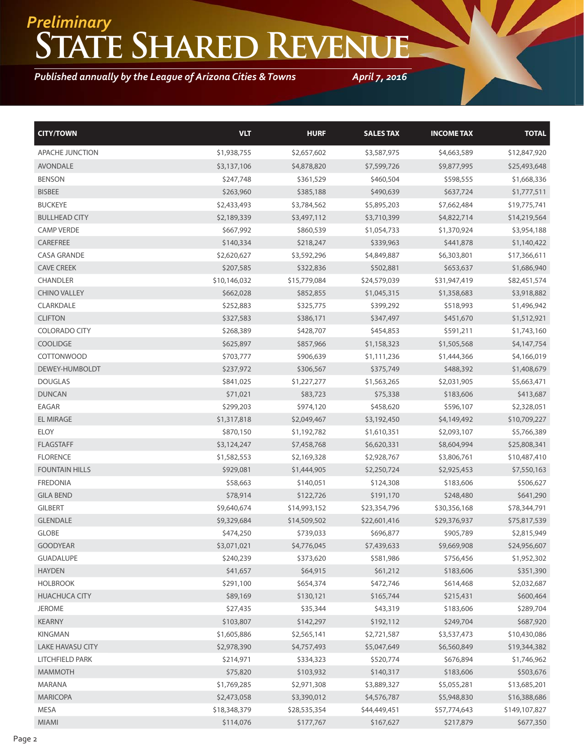*Preliminary*

# State Shared Revenue

***Published annually by the League of Arizona Cities & Towns*** ***April 7, 2016***

| CITY/TOWN | VLT | HURF | SALES TAX | INCOME TAX | TOTAL |
|---|---|---|---|---|---|
| APACHE JUNCTION | $1,938,755 | $2,657,602 | $3,587,975 | $4,663,589 | $12,847,920 |
| AVONDALE | $3,137,106 | $4,878,820 | $7,599,726 | $9,877,995 | $25,493,648 |
| BENSON | $247,748 | $361,529 | $460,504 | $598,555 | $1,668,336 |
| BISBEE | $263,960 | $385,188 | $490,639 | $637,724 | $1,777,511 |
| BUCKEYE | $2,433,493 | $3,784,562 | $5,895,203 | $7,662,484 | $19,775,741 |
| BULLHEAD CITY | $2,189,339 | $3,497,112 | $3,710,399 | $4,822,714 | $14,219,564 |
| CAMP VERDE | $667,992 | $860,539 | $1,054,733 | $1,370,924 | $3,954,188 |
| CAREFREE | $140,334 | $218,247 | $339,963 | $441,878 | $1,140,422 |
| CASA GRANDE | $2,620,627 | $3,592,296 | $4,849,887 | $6,303,801 | $17,366,611 |
| CAVE CREEK | $207,585 | $322,836 | $502,881 | $653,637 | $1,686,940 |
| CHANDLER | $10,146,032 | $15,779,084 | $24,579,039 | $31,947,419 | $82,451,574 |
| CHINO VALLEY | $662,028 | $852,855 | $1,045,315 | $1,358,683 | $3,918,882 |
| CLARKDALE | $252,883 | $325,775 | $399,292 | $518,993 | $1,496,942 |
| CLIFTON | $327,583 | $386,171 | $347,497 | $451,670 | $1,512,921 |
| COLORADO CITY | $268,389 | $428,707 | $454,853 | $591,211 | $1,743,160 |
| COOLIDGE | $625,897 | $857,966 | $1,158,323 | $1,505,568 | $4,147,754 |
| COTTONWOOD | $703,777 | $906,639 | $1,111,236 | $1,444,366 | $4,166,019 |
| DEWEY-HUMBOLDT | $237,972 | $306,567 | $375,749 | $488,392 | $1,408,679 |
| DOUGLAS | $841,025 | $1,227,277 | $1,563,265 | $2,031,905 | $5,663,471 |
| DUNCAN | $71,021 | $83,723 | $75,338 | $183,606 | $413,687 |
| EAGAR | $299,203 | $974,120 | $458,620 | $596,107 | $2,328,051 |
| EL MIRAGE | $1,317,818 | $2,049,467 | $3,192,450 | $4,149,492 | $10,709,227 |
| ELOY | $870,150 | $1,192,782 | $1,610,351 | $2,093,107 | $5,766,389 |
| FLAGSTAFF | $3,124,247 | $7,458,768 | $6,620,331 | $8,604,994 | $25,808,341 |
| FLORENCE | $1,582,553 | $2,169,328 | $2,928,767 | $3,806,761 | $10,487,410 |
| FOUNTAIN HILLS | $929,081 | $1,444,905 | $2,250,724 | $2,925,453 | $7,550,163 |
| FREDONIA | $58,663 | $140,051 | $124,308 | $183,606 | $506,627 |
| GILA BEND | $78,914 | $122,726 | $191,170 | $248,480 | $641,290 |
| GILBERT | $9,640,674 | $14,993,152 | $23,354,796 | $30,356,168 | $78,344,791 |
| GLENDALE | $9,329,684 | $14,509,502 | $22,601,416 | $29,376,937 | $75,817,539 |
| GLOBE | $474,250 | $739,033 | $696,877 | $905,789 | $2,815,949 |
| GOODYEAR | $3,071,021 | $4,776,045 | $7,439,633 | $9,669,908 | $24,956,607 |
| GUADALUPE | $240,239 | $373,620 | $581,986 | $756,456 | $1,952,302 |
| HAYDEN | $41,657 | $64,915 | $61,212 | $183,606 | $351,390 |
| HOLBROOK | $291,100 | $654,374 | $472,746 | $614,468 | $2,032,687 |
| HUACHUCA CITY | $89,169 | $130,121 | $165,744 | $215,431 | $600,464 |
| JEROME | $27,435 | $35,344 | $43,319 | $183,606 | $289,704 |
| KEARNY | $103,807 | $142,297 | $192,112 | $249,704 | $687,920 |
| KINGMAN | $1,605,886 | $2,565,141 | $2,721,587 | $3,537,473 | $10,430,086 |
| LAKE HAVASU CITY | $2,978,390 | $4,757,493 | $5,047,649 | $6,560,849 | $19,344,382 |
| LITCHFIELD PARK | $214,971 | $334,323 | $520,774 | $676,894 | $1,746,962 |
| MAMMOTH | $75,820 | $103,932 | $140,317 | $183,606 | $503,676 |
| MARANA | $1,769,285 | $2,971,308 | $3,889,327 | $5,055,281 | $13,685,201 |
| MARICOPA | $2,473,058 | $3,390,012 | $4,576,787 | $5,948,830 | $16,388,686 |
| MESA | $18,348,379 | $28,535,354 | $44,449,451 | $57,774,643 | $149,107,827 |
| MIAMI | $114,076 | $177,767 | $167,627 | $217,879 | $677,350 |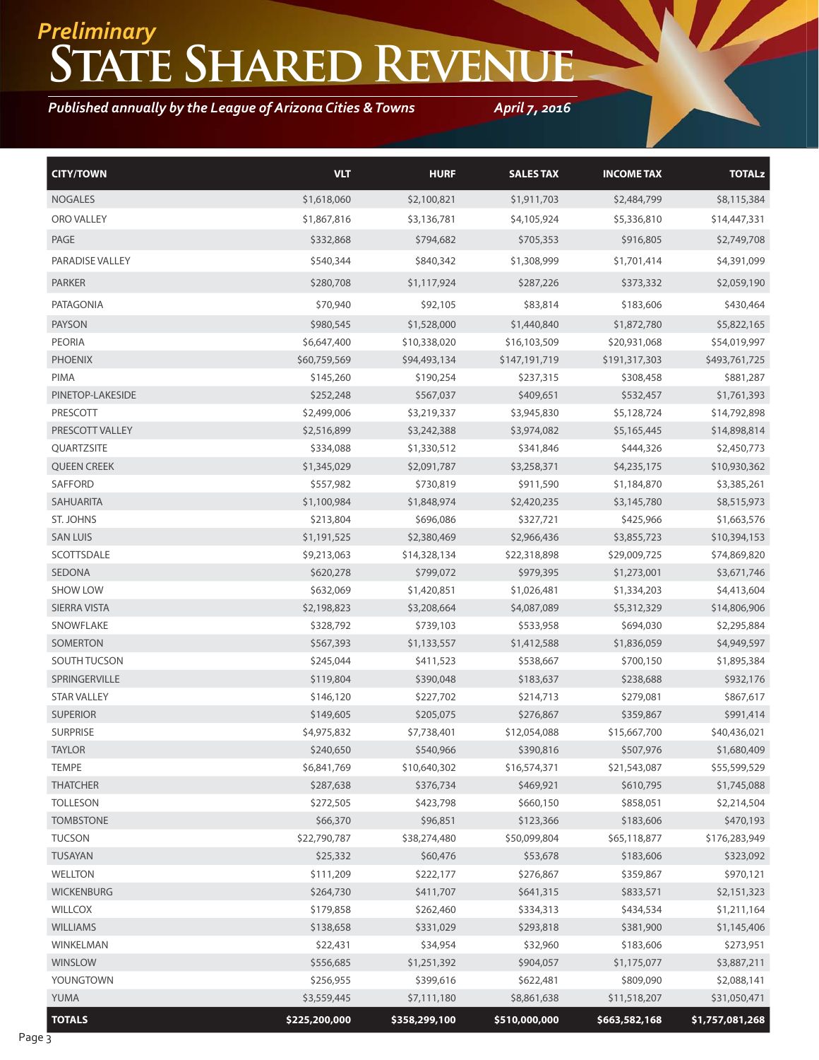*Preliminary*

# State Shared Revenue

***Published annually by the League of Arizona Cities & Towns*** ***April 7, 2016***

| CITY/TOWN | VLT | HURF | SALES TAX | INCOME TAX | TOTALz |
|---|---|---|---|---|---|
| NOGALES | $1,618,060 | $2,100,821 | $1,911,703 | $2,484,799 | $8,115,384 |
| ORO VALLEY | $1,867,816 | $3,136,781 | $4,105,924 | $5,336,810 | $14,447,331 |
| PAGE | $332,868 | $794,682 | $705,353 | $916,805 | $2,749,708 |
| PARADISE VALLEY | $540,344 | $840,342 | $1,308,999 | $1,701,414 | $4,391,099 |
| PARKER | $280,708 | $1,117,924 | $287,226 | $373,332 | $2,059,190 |
| PATAGONIA | $70,940 | $92,105 | $83,814 | $183,606 | $430,464 |
| PAYSON | $980,545 | $1,528,000 | $1,440,840 | $1,872,780 | $5,822,165 |
| PEORIA | $6,647,400 | $10,338,020 | $16,103,509 | $20,931,068 | $54,019,997 |
| PHOENIX | $60,759,569 | $94,493,134 | $147,191,719 | $191,317,303 | $493,761,725 |
| PIMA | $145,260 | $190,254 | $237,315 | $308,458 | $881,287 |
| PINETOP-LAKESIDE | $252,248 | $567,037 | $409,651 | $532,457 | $1,761,393 |
| PRESCOTT | $2,499,006 | $3,219,337 | $3,945,830 | $5,128,724 | $14,792,898 |
| PRESCOTT VALLEY | $2,516,899 | $3,242,388 | $3,974,082 | $5,165,445 | $14,898,814 |
| QUARTZSITE | $334,088 | $1,330,512 | $341,846 | $444,326 | $2,450,773 |
| QUEEN CREEK | $1,345,029 | $2,091,787 | $3,258,371 | $4,235,175 | $10,930,362 |
| SAFFORD | $557,982 | $730,819 | $911,590 | $1,184,870 | $3,385,261 |
| SAHUARITA | $1,100,984 | $1,848,974 | $2,420,235 | $3,145,780 | $8,515,973 |
| ST. JOHNS | $213,804 | $696,086 | $327,721 | $425,966 | $1,663,576 |
| SAN LUIS | $1,191,525 | $2,380,469 | $2,966,436 | $3,855,723 | $10,394,153 |
| SCOTTSDALE | $9,213,063 | $14,328,134 | $22,318,898 | $29,009,725 | $74,869,820 |
| SEDONA | $620,278 | $799,072 | $979,395 | $1,273,001 | $3,671,746 |
| SHOW LOW | $632,069 | $1,420,851 | $1,026,481 | $1,334,203 | $4,413,604 |
| SIERRA VISTA | $2,198,823 | $3,208,664 | $4,087,089 | $5,312,329 | $14,806,906 |
| SNOWFLAKE | $328,792 | $739,103 | $533,958 | $694,030 | $2,295,884 |
| SOMERTON | $567,393 | $1,133,557 | $1,412,588 | $1,836,059 | $4,949,597 |
| SOUTH TUCSON | $245,044 | $411,523 | $538,667 | $700,150 | $1,895,384 |
| SPRINGERVILLE | $119,804 | $390,048 | $183,637 | $238,688 | $932,176 |
| STAR VALLEY | $146,120 | $227,702 | $214,713 | $279,081 | $867,617 |
| SUPERIOR | $149,605 | $205,075 | $276,867 | $359,867 | $991,414 |
| SURPRISE | $4,975,832 | $7,738,401 | $12,054,088 | $15,667,700 | $40,436,021 |
| TAYLOR | $240,650 | $540,966 | $390,816 | $507,976 | $1,680,409 |
| TEMPE | $6,841,769 | $10,640,302 | $16,574,371 | $21,543,087 | $55,599,529 |
| THATCHER | $287,638 | $376,734 | $469,921 | $610,795 | $1,745,088 |
| TOLLESON | $272,505 | $423,798 | $660,150 | $858,051 | $2,214,504 |
| TOMBSTONE | $66,370 | $96,851 | $123,366 | $183,606 | $470,193 |
| TUCSON | $22,790,787 | $38,274,480 | $50,099,804 | $65,118,877 | $176,283,949 |
| TUSAYAN | $25,332 | $60,476 | $53,678 | $183,606 | $323,092 |
| WELLTON | $111,209 | $222,177 | $276,867 | $359,867 | $970,121 |
| WICKENBURG | $264,730 | $411,707 | $641,315 | $833,571 | $2,151,323 |
| WILLCOX | $179,858 | $262,460 | $334,313 | $434,534 | $1,211,164 |
| WILLIAMS | $138,658 | $331,029 | $293,818 | $381,900 | $1,145,406 |
| WINKELMAN | $22,431 | $34,954 | $32,960 | $183,606 | $273,951 |
| WINSLOW | $556,685 | $1,251,392 | $904,057 | $1,175,077 | $3,887,211 |
| YOUNGTOWN | $256,955 | $399,616 | $622,481 | $809,090 | $2,088,141 |
| YUMA | $3,559,445 | $7,111,180 | $8,861,638 | $11,518,207 | $31,050,471 |
| **TOTALS** | **$225,200,000** | **$358,299,100** | **$510,000,000** | **$663,582,168** | **$1,757,081,268** |